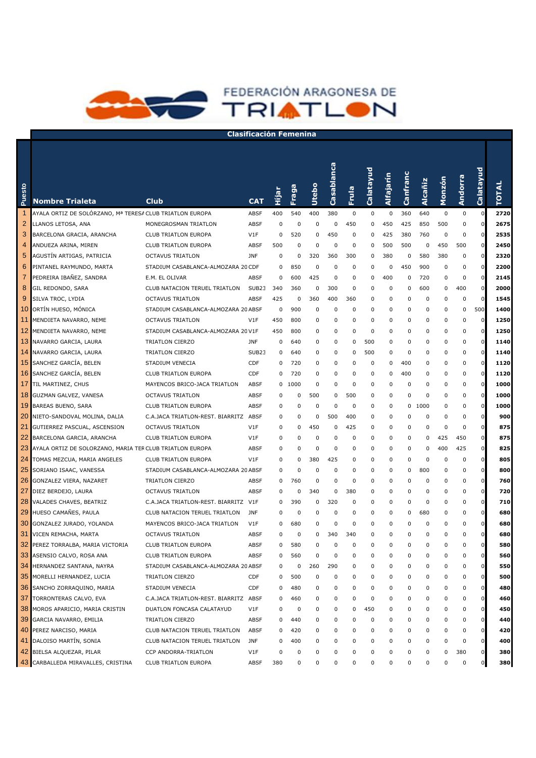# FEDERACIÓN ARAGONESA DE TRIATLON

## Clasificación Femenina

| Puesto | Nombre Trialeta | Club | CAT | Híjar | Fraga | Utebo | Casablanca | Fruia | Calatayud | Alfajarín | Canfranc | Alcañiz | Monzón | Andorra | Calatayud | TOTAL |
|---|---|---|---|---|---|---|---|---|---|---|---|---|---|---|---|---|
| 1 | AYALA ORTIZ DE SOLÓRZANO, Mª TERESA | CLUB TRIATLON EUROPA | ABSF | 400 | 540 | 400 | 380 | 0 | 0 | 0 | 360 | 640 | 0 | 0 | 0 | 2720 |
| 2 | LLANOS LETOSA, ANA | MONEGROSMAN TRIATLON | ABSF | 0 | 0 | 0 | 0 | 450 | 0 | 450 | 425 | 850 | 500 | 0 | 0 | 2675 |
| 3 | BARCELONA GRACIA, ARANCHA | CLUB TRIATLON EUROPA | V1F | 0 | 520 | 0 | 450 | 0 | 0 | 425 | 380 | 760 | 0 | 0 | 0 | 2535 |
| 4 | ANDUEZA ARINA, MIREN | CLUB TRIATLON EUROPA | ABSF | 500 | 0 | 0 | 0 | 0 | 0 | 500 | 500 | 0 | 450 | 500 | 0 | 2450 |
| 5 | AGUSTÍN ARTIGAS, PATRICIA | OCTAVUS TRIATLON | JNF | 0 | 0 | 320 | 360 | 300 | 0 | 380 | 0 | 580 | 380 | 0 | 0 | 2320 |
| 6 | PINTANEL RAYMUNDO, MARTA | STADIUM CASABLANCA-ALMOZARA 20 | CDF | 0 | 850 | 0 | 0 | 0 | 0 | 0 | 450 | 900 | 0 | 0 | 0 | 2200 |
| 7 | PEDREIRA IBAÑEZ, SANDRA | E.M. EL OLIVAR | ABSF | 0 | 600 | 425 | 0 | 0 | 0 | 400 | 0 | 720 | 0 | 0 | 0 | 2145 |
| 8 | GIL REDONDO, SARA | CLUB NATACION TERUEL TRIATLON | SUB23 | 340 | 360 | 0 | 300 | 0 | 0 | 0 | 0 | 600 | 0 | 400 | 0 | 2000 |
| 9 | SILVA TROC, LYDIA | OCTAVUS TRIATLON | ABSF | 425 | 0 | 360 | 400 | 360 | 0 | 0 | 0 | 0 | 0 | 0 | 0 | 1545 |
| 10 | ORTÍN HUESO, MÓNICA | STADIUM CASABLANCA-ALMOZARA 20 | ABSF | 0 | 900 | 0 | 0 | 0 | 0 | 0 | 0 | 0 | 0 | 0 | 500 | 1400 |
| 11 | MENDIETA NAVARRO, NEME | OCTAVUS TRIATLON | V1F | 450 | 800 | 0 | 0 | 0 | 0 | 0 | 0 | 0 | 0 | 0 | 0 | 1250 |
| 12 | MENDIETA NAVARRO, NEME | STADIUM CASABLANCA-ALMOZARA 20 | V1F | 450 | 800 | 0 | 0 | 0 | 0 | 0 | 0 | 0 | 0 | 0 | 0 | 1250 |
| 13 | NAVARRO GARCIA, LAURA | TRIATLON CIERZO | JNF | 0 | 640 | 0 | 0 | 0 | 500 | 0 | 0 | 0 | 0 | 0 | 0 | 1140 |
| 14 | NAVARRO GARCIA, LAURA | TRIATLON CIERZO | SUB23 | 0 | 640 | 0 | 0 | 0 | 500 | 0 | 0 | 0 | 0 | 0 | 0 | 1140 |
| 15 | SANCHEZ GARCÍA, BELEN | STADIUM VENECIA | CDF | 0 | 720 | 0 | 0 | 0 | 0 | 0 | 400 | 0 | 0 | 0 | 0 | 1120 |
| 16 | SANCHEZ GARCÍA, BELEN | CLUB TRIATLON EUROPA | CDF | 0 | 720 | 0 | 0 | 0 | 0 | 0 | 400 | 0 | 0 | 0 | 0 | 1120 |
| 17 | TIL MARTINEZ, CHUS | MAYENCOS BRICO-JACA TRIATLON | ABSF | 0 | 1000 | 0 | 0 | 0 | 0 | 0 | 0 | 0 | 0 | 0 | 0 | 1000 |
| 18 | GUZMAN GALVEZ, VANESA | OCTAVUS TRIATLON | ABSF | 0 | 0 | 500 | 0 | 500 | 0 | 0 | 0 | 0 | 0 | 0 | 0 | 1000 |
| 19 | BAREAS BUENO, SARA | CLUB TRIATLON EUROPA | ABSF | 0 | 0 | 0 | 0 | 0 | 0 | 0 | 0 | 1000 | 0 | 0 | 0 | 1000 |
| 20 | NIETO-SANDOVAL MOLINA, DALIA | C.A.JACA TRIATLON-REST. BIARRITZ | ABSF | 0 | 0 | 0 | 500 | 400 | 0 | 0 | 0 | 0 | 0 | 0 | 0 | 900 |
| 21 | GUTIERREZ PASCUAL, ASCENSION | OCTAVUS TRIATLON | V1F | 0 | 0 | 450 | 0 | 425 | 0 | 0 | 0 | 0 | 0 | 0 | 0 | 875 |
| 22 | BARCELONA GARCIA, ARANCHA | CLUB TRIATLON EUROPA | V1F | 0 | 0 | 0 | 0 | 0 | 0 | 0 | 0 | 0 | 425 | 450 | 0 | 875 |
| 23 | AYALA ORTIZ DE SOLORZANO, MARIA TER | CLUB TRIATLON EUROPA | ABSF | 0 | 0 | 0 | 0 | 0 | 0 | 0 | 0 | 0 | 400 | 425 | 0 | 825 |
| 24 | TOMAS MEZCUA, MARIA ANGELES | CLUB TRIATLON EUROPA | V1F | 0 | 0 | 380 | 425 | 0 | 0 | 0 | 0 | 0 | 0 | 0 | 0 | 805 |
| 25 | SORIANO ISAAC, VANESSA | STADIUM CASABLANCA-ALMOZARA 20 | ABSF | 0 | 0 | 0 | 0 | 0 | 0 | 0 | 0 | 800 | 0 | 0 | 0 | 800 |
| 26 | GONZALEZ VIERA, NAZARET | TRIATLON CIERZO | ABSF | 0 | 760 | 0 | 0 | 0 | 0 | 0 | 0 | 0 | 0 | 0 | 0 | 760 |
| 27 | DIEZ BERDEJO, LAURA | OCTAVUS TRIATLON | ABSF | 0 | 0 | 340 | 0 | 380 | 0 | 0 | 0 | 0 | 0 | 0 | 0 | 720 |
| 28 | VALADES CHAVES, BEATRIZ | C.A.JACA TRIATLON-REST. BIARRITZ | V1F | 0 | 390 | 0 | 320 | 0 | 0 | 0 | 0 | 0 | 0 | 0 | 0 | 710 |
| 29 | HUESO CAMAÑES, PAULA | CLUB NATACION TERUEL TRIATLON | JNF | 0 | 0 | 0 | 0 | 0 | 0 | 0 | 0 | 680 | 0 | 0 | 0 | 680 |
| 30 | GONZALEZ JURADO, YOLANDA | MAYENCOS BRICO-JACA TRIATLON | V1F | 0 | 680 | 0 | 0 | 0 | 0 | 0 | 0 | 0 | 0 | 0 | 0 | 680 |
| 31 | VICEN REMACHA, MARTA | OCTAVUS TRIATLON | ABSF | 0 | 0 | 0 | 340 | 340 | 0 | 0 | 0 | 0 | 0 | 0 | 0 | 680 |
| 32 | PEREZ TORRALBA, MARIA VICTORIA | CLUB TRIATLON EUROPA | ABSF | 0 | 580 | 0 | 0 | 0 | 0 | 0 | 0 | 0 | 0 | 0 | 0 | 580 |
| 33 | ASENSIO CALVO, ROSA ANA | CLUB TRIATLON EUROPA | ABSF | 0 | 560 | 0 | 0 | 0 | 0 | 0 | 0 | 0 | 0 | 0 | 0 | 560 |
| 34 | HERNANDEZ SANTANA, NAYRA | STADIUM CASABLANCA-ALMOZARA 20 | ABSF | 0 | 0 | 260 | 290 | 0 | 0 | 0 | 0 | 0 | 0 | 0 | 0 | 550 |
| 35 | MORELLI HERNANDEZ, LUCIA | TRIATLON CIERZO | CDF | 0 | 500 | 0 | 0 | 0 | 0 | 0 | 0 | 0 | 0 | 0 | 0 | 500 |
| 36 | SANCHO ZORRAQUINO, MARIA | STADIUM VENECIA | CDF | 0 | 480 | 0 | 0 | 0 | 0 | 0 | 0 | 0 | 0 | 0 | 0 | 480 |
| 37 | TORRONTERAS CALVO, EVA | C.A.JACA TRIATLON-REST. BIARRITZ | ABSF | 0 | 460 | 0 | 0 | 0 | 0 | 0 | 0 | 0 | 0 | 0 | 0 | 460 |
| 38 | MOROS APARICIO, MARIA CRISTIN | DUATLON FONCASA CALATAYUD | V1F | 0 | 0 | 0 | 0 | 0 | 450 | 0 | 0 | 0 | 0 | 0 | 0 | 450 |
| 39 | GARCIA NAVARRO, EMILIA | TRIATLON CIERZO | ABSF | 0 | 440 | 0 | 0 | 0 | 0 | 0 | 0 | 0 | 0 | 0 | 0 | 440 |
| 40 | PEREZ NARCISO, MARIA | CLUB NATACION TERUEL TRIATLON | ABSF | 0 | 420 | 0 | 0 | 0 | 0 | 0 | 0 | 0 | 0 | 0 | 0 | 420 |
| 41 | DALOISO MARTÍN, SONIA | CLUB NATACION TERUEL TRIATLON | JNF | 0 | 400 | 0 | 0 | 0 | 0 | 0 | 0 | 0 | 0 | 0 | 0 | 400 |
| 42 | BIELSA ALQUEZAR, PILAR | CCP ANDORRA-TRIATLON | V1F | 0 | 0 | 0 | 0 | 0 | 0 | 0 | 0 | 0 | 0 | 380 | 0 | 380 |
| 43 | CARBALLEDA MIRAVALLES, CRISTINA | CLUB TRIATLON EUROPA | ABSF | 380 | 0 | 0 | 0 | 0 | 0 | 0 | 0 | 0 | 0 | 0 | 0 | 380 |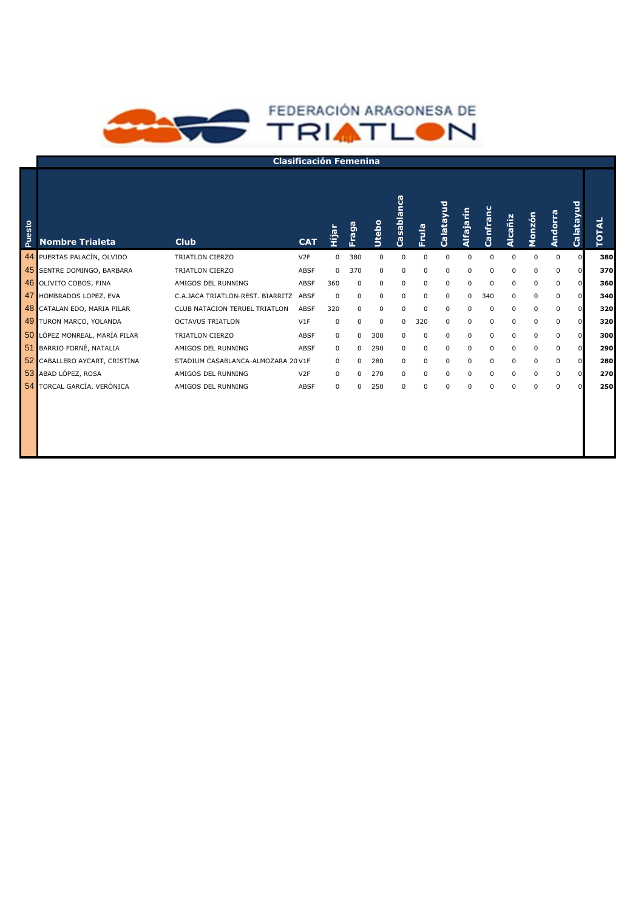FEDERACIÓN ARAGONESA DE TRIATLON

## Clasificación Femenina

| Puesto | Nombre Trialeta | Club | CAT | Híjar | Fraga | Utebo | Casablanca | Fruia | Calatayud | Alfajarín | Canfranc | Alcañiz | Monzón | Andorra | Calatayud | TOTAL |
|---|---|---|---|---|---|---|---|---|---|---|---|---|---|---|---|---|
| 44 | PUERTAS PALACÍN, OLVIDO | TRIATLON CIERZO | V2F | 0 | 380 | 0 | 0 | 0 | 0 | 0 | 0 | 0 | 0 | 0 | 0 | **380** |
| 45 | SENTRE DOMINGO, BARBARA | TRIATLON CIERZO | ABSF | 0 | 370 | 0 | 0 | 0 | 0 | 0 | 0 | 0 | 0 | 0 | 0 | **370** |
| 46 | OLIVITO COBOS, FINA | AMIGOS DEL RUNNING | ABSF | 360 | 0 | 0 | 0 | 0 | 0 | 0 | 0 | 0 | 0 | 0 | 0 | **360** |
| 47 | HOMBRADOS LOPEZ, EVA | C.A.JACA TRIATLON-REST. BIARRITZ | ABSF | 0 | 0 | 0 | 0 | 0 | 0 | 0 | 340 | 0 | 0 | 0 | 0 | **340** |
| 48 | CATALAN EDO, MARIA PILAR | CLUB NATACION TERUEL TRIATLON | ABSF | 320 | 0 | 0 | 0 | 0 | 0 | 0 | 0 | 0 | 0 | 0 | 0 | **320** |
| 49 | TURON MARCO, YOLANDA | OCTAVUS TRIATLON | V1F | 0 | 0 | 0 | 0 | 320 | 0 | 0 | 0 | 0 | 0 | 0 | 0 | **320** |
| 50 | LÓPEZ MONREAL, MARÍA PILAR | TRIATLON CIERZO | ABSF | 0 | 0 | 300 | 0 | 0 | 0 | 0 | 0 | 0 | 0 | 0 | 0 | **300** |
| 51 | BARRIO FORNÉ, NATALIA | AMIGOS DEL RUNNING | ABSF | 0 | 0 | 290 | 0 | 0 | 0 | 0 | 0 | 0 | 0 | 0 | 0 | **290** |
| 52 | CABALLERO AYCART, CRISTINA | STADIUM CASABLANCA-ALMOZARA 20 | V1F | 0 | 0 | 280 | 0 | 0 | 0 | 0 | 0 | 0 | 0 | 0 | 0 | **280** |
| 53 | ABAD LÓPEZ, ROSA | AMIGOS DEL RUNNING | V2F | 0 | 0 | 270 | 0 | 0 | 0 | 0 | 0 | 0 | 0 | 0 | 0 | **270** |
| 54 | TORCAL GARCÍA, VERÓNICA | AMIGOS DEL RUNNING | ABSF | 0 | 0 | 250 | 0 | 0 | 0 | 0 | 0 | 0 | 0 | 0 | 0 | **250** |